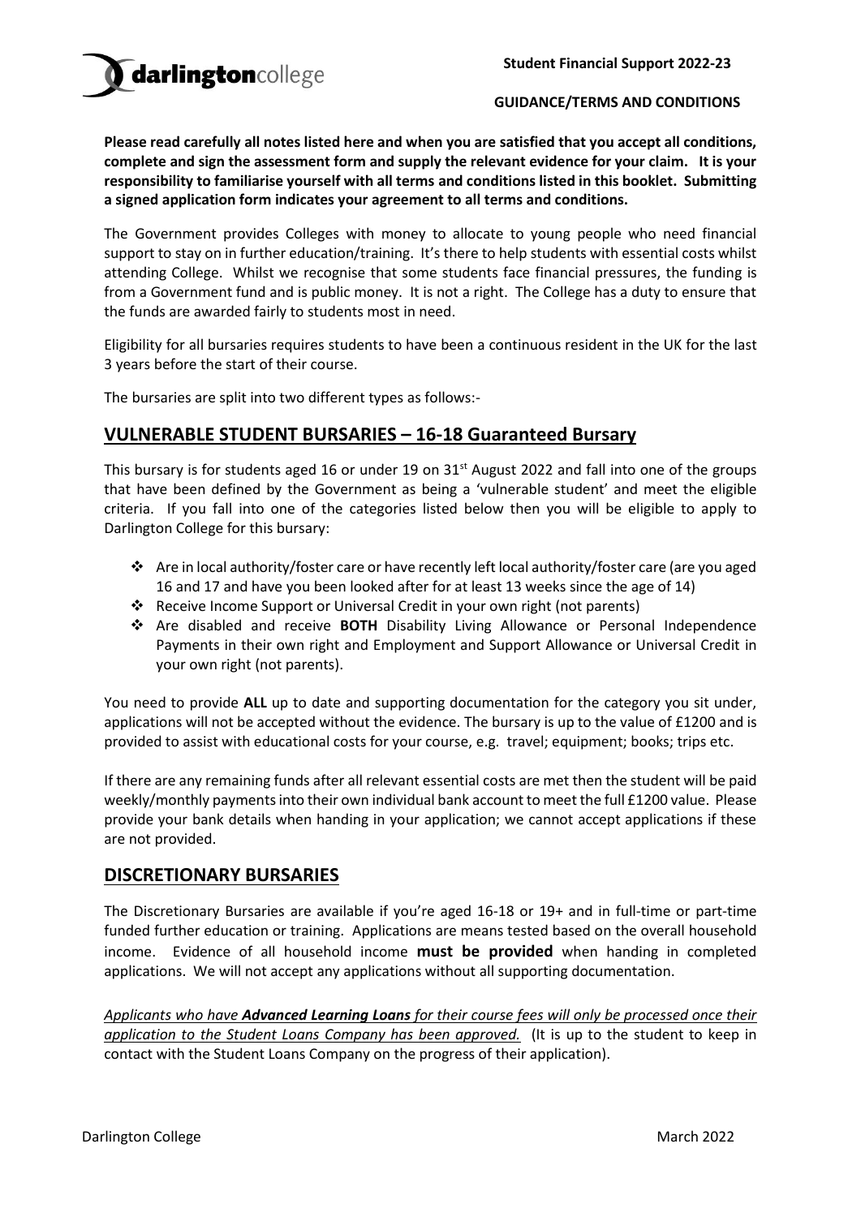**Student Financial Support 2022-23**

**GUIDANCE/TERMS AND CONDITIONS**

**Please read carefully all notes listed here and when you are satisfied that you accept all conditions, complete and sign the assessment form and supply the relevant evidence for your claim. It is your responsibility to familiarise yourself with all terms and conditions listed in this booklet. Submitting a signed application form indicates your agreement to all terms and conditions.**

The Government provides Colleges with money to allocate to young people who need financial support to stay on in further education/training. It's there to help students with essential costs whilst attending College. Whilst we recognise that some students face financial pressures, the funding is from a Government fund and is public money. It is not a right. The College has a duty to ensure that the funds are awarded fairly to students most in need.

Eligibility for all bursaries requires students to have been a continuous resident in the UK for the last 3 years before the start of their course.

The bursaries are split into two different types as follows:-

## VULNERABLE STUDENT BURSARIES – 16-18 Guaranteed Bursary

This bursary is for students aged 16 or under 19 on 31st August 2022 and fall into one of the groups that have been defined by the Government as being a 'vulnerable student' and meet the eligible criteria. If you fall into one of the categories listed below then you will be eligible to apply to Darlington College for this bursary:

- Are in local authority/foster care or have recently left local authority/foster care (are you aged 16 and 17 and have you been looked after for at least 13 weeks since the age of 14)
- Receive Income Support or Universal Credit in your own right (not parents)
- Are disabled and receive **BOTH** Disability Living Allowance or Personal Independence Payments in their own right and Employment and Support Allowance or Universal Credit in your own right (not parents).

You need to provide **ALL** up to date and supporting documentation for the category you sit under, applications will not be accepted without the evidence. The bursary is up to the value of £1200 and is provided to assist with educational costs for your course, e.g. travel; equipment; books; trips etc.

If there are any remaining funds after all relevant essential costs are met then the student will be paid weekly/monthly payments into their own individual bank account to meet the full £1200 value. Please provide your bank details when handing in your application; we cannot accept applications if these are not provided.

## DISCRETIONARY BURSARIES

The Discretionary Bursaries are available if you're aged 16-18 or 19+ and in full-time or part-time funded further education or training. Applications are means tested based on the overall household income. Evidence of all household income **must be provided** when handing in completed applications. We will not accept any applications without all supporting documentation.

*Applicants who have **Advanced Learning Loans** for their course fees will only be processed once their application to the Student Loans Company has been approved.* (It is up to the student to keep in contact with the Student Loans Company on the progress of their application).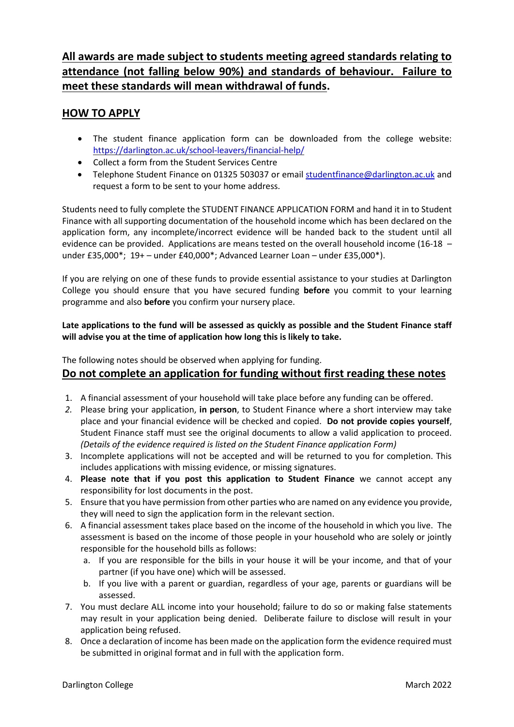**<u>All awards are made subject to students meeting agreed standards relating to attendance (not falling below 90%) and standards of behaviour. Failure to meet these standards will mean withdrawal of funds</u>.**

## <u>HOW TO APPLY</u>

- The student finance application form can be downloaded from the college website: [https://darlington.ac.uk/school-leavers/financial-help/](https://darlington.ac.uk/school-leavers/financial-help/)
- Collect a form from the Student Services Centre
- Telephone Student Finance on 01325 503037 or email [studentfinance@darlington.ac.uk](mailto:studentfinance@darlington.ac.uk) and request a form to be sent to your home address.

Students need to fully complete the STUDENT FINANCE APPLICATION FORM and hand it in to Student Finance with all supporting documentation of the household income which has been declared on the application form, any incomplete/incorrect evidence will be handed back to the student until all evidence can be provided. Applications are means tested on the overall household income (16-18 – under £35,000*; 19+ – under £40,000*; Advanced Learner Loan – under £35,000*).

If you are relying on one of these funds to provide essential assistance to your studies at Darlington College you should ensure that you have secured funding **before** you commit to your learning programme and also **before** you confirm your nursery place.

**Late applications to the fund will be assessed as quickly as possible and the Student Finance staff will advise you at the time of application how long this is likely to take.**

The following notes should be observed when applying for funding.

## <u>Do not complete an application for funding without first reading these notes</u>

1. A financial assessment of your household will take place before any funding can be offered.
2. Please bring your application, **in person**, to Student Finance where a short interview may take place and your financial evidence will be checked and copied. **Do not provide copies yourself**, Student Finance staff must see the original documents to allow a valid application to proceed. *(Details of the evidence required is listed on the Student Finance application Form)*
3. Incomplete applications will not be accepted and will be returned to you for completion. This includes applications with missing evidence, or missing signatures.
4. **Please note that if you post this application to Student Finance** we cannot accept any responsibility for lost documents in the post.
5. Ensure that you have permission from other parties who are named on any evidence you provide, they will need to sign the application form in the relevant section.
6. A financial assessment takes place based on the income of the household in which you live. The assessment is based on the income of those people in your household who are solely or jointly responsible for the household bills as follows:
   a. If you are responsible for the bills in your house it will be your income, and that of your partner (if you have one) which will be assessed.
   b. If you live with a parent or guardian, regardless of your age, parents or guardians will be assessed.
7. You must declare ALL income into your household; failure to do so or making false statements may result in your application being denied. Deliberate failure to disclose will result in your application being refused.
8. Once a declaration of income has been made on the application form the evidence required must be submitted in original format and in full with the application form.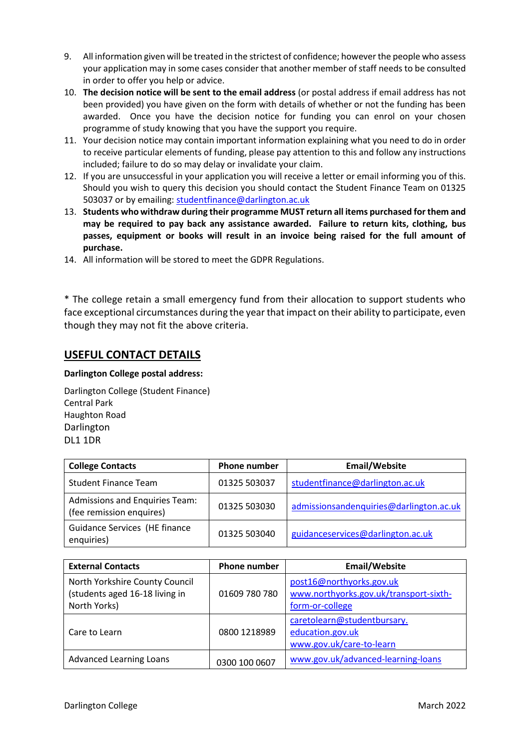9. All information given will be treated in the strictest of confidence; however the people who assess your application may in some cases consider that another member of staff needs to be consulted in order to offer you help or advice.
10. **The decision notice will be sent to the email address** (or postal address if email address has not been provided) you have given on the form with details of whether or not the funding has been awarded. Once you have the decision notice for funding you can enrol on your chosen programme of study knowing that you have the support you require.
11. Your decision notice may contain important information explaining what you need to do in order to receive particular elements of funding, please pay attention to this and follow any instructions included; failure to do so may delay or invalidate your claim.
12. If you are unsuccessful in your application you will receive a letter or email informing you of this. Should you wish to query this decision you should contact the Student Finance Team on 01325 503037 or by emailing: studentfinance@darlington.ac.uk
13. **Students who withdraw during their programme MUST return all items purchased for them and may be required to pay back any assistance awarded. Failure to return kits, clothing, bus passes, equipment or books will result in an invoice being raised for the full amount of purchase.**
14. All information will be stored to meet the GDPR Regulations.

* The college retain a small emergency fund from their allocation to support students who face exceptional circumstances during the year that impact on their ability to participate, even though they may not fit the above criteria.

## USEFUL CONTACT DETAILS

**Darlington College postal address:**

Darlington College (Student Finance)
Central Park
Haughton Road
Darlington
DL1 1DR

| College Contacts | Phone number | Email/Website |
|---|---|---|
| Student Finance Team | 01325 503037 | studentfinance@darlington.ac.uk |
| Admissions and Enquiries Team: (fee remission enquires) | 01325 503030 | admissionsandenquiries@darlington.ac.uk |
| Guidance Services (HE finance enquiries) | 01325 503040 | guidanceservices@darlington.ac.uk |

| External Contacts | Phone number | Email/Website |
|---|---|---|
| North Yorkshire County Council (students aged 16-18 living in North Yorks) | 01609 780 780 | post16@northyorks.gov.uk www.northyorks.gov.uk/transport-sixth-form-or-college |
| Care to Learn | 0800 1218989 | caretolearn@studentbursary.education.gov.uk www.gov.uk/care-to-learn |
| Advanced Learning Loans | 0300 100 0607 | www.gov.uk/advanced-learning-loans |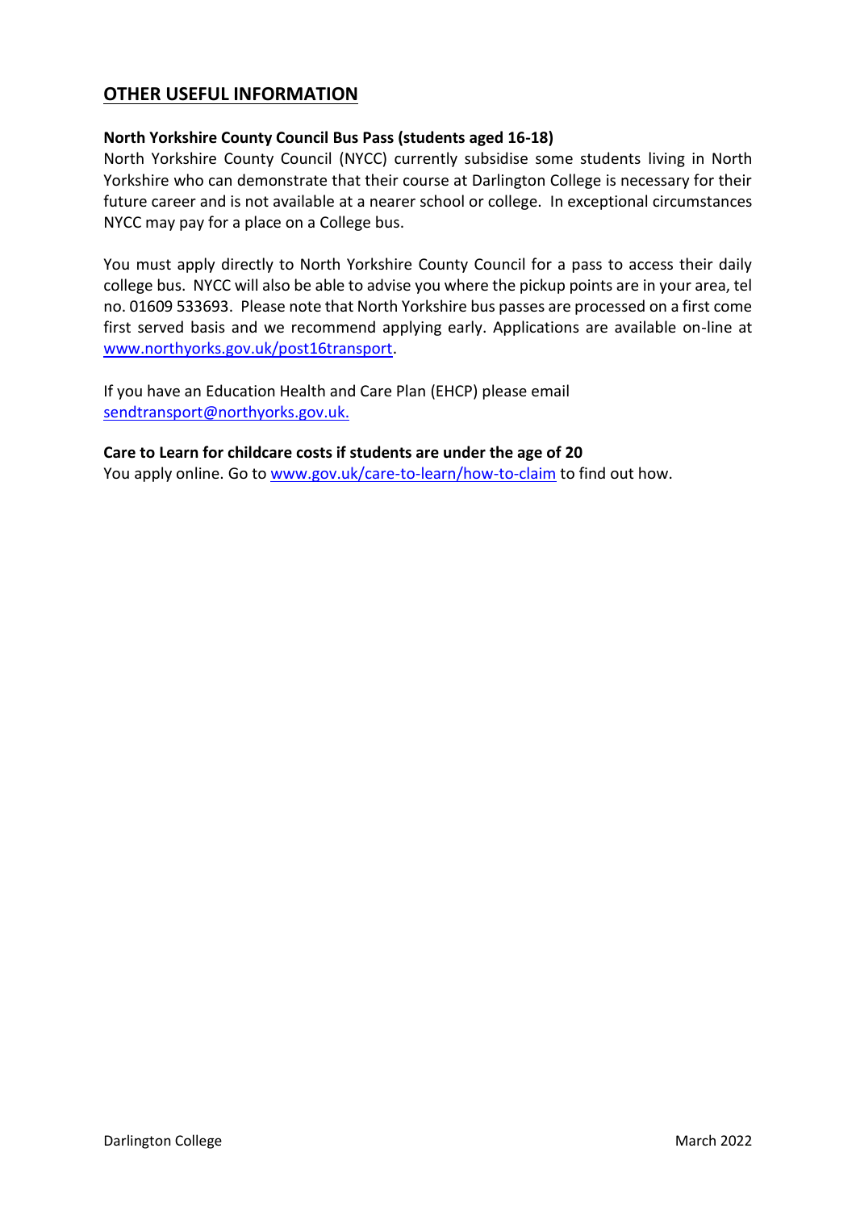## OTHER USEFUL INFORMATION

**North Yorkshire County Council Bus Pass (students aged 16-18)**

North Yorkshire County Council (NYCC) currently subsidise some students living in North Yorkshire who can demonstrate that their course at Darlington College is necessary for their future career and is not available at a nearer school or college. In exceptional circumstances NYCC may pay for a place on a College bus.

You must apply directly to North Yorkshire County Council for a pass to access their daily college bus. NYCC will also be able to advise you where the pickup points are in your area, tel no. 01609 533693. Please note that North Yorkshire bus passes are processed on a first come first served basis and we recommend applying early. Applications are available on-line at www.northyorks.gov.uk/post16transport.

If you have an Education Health and Care Plan (EHCP) please email sendtransport@northyorks.gov.uk.

**Care to Learn for childcare costs if students are under the age of 20**

You apply online. Go to www.gov.uk/care-to-learn/how-to-claim to find out how.